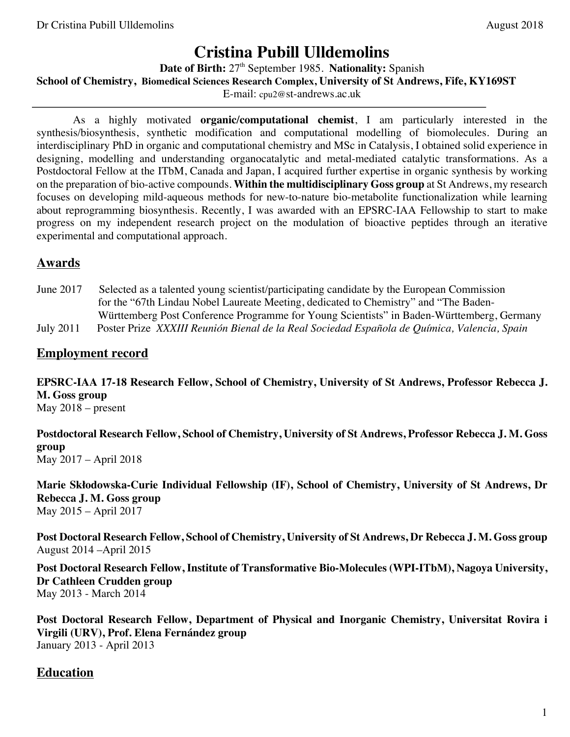# Cristina Pubill Ulldemolins

**Date of Birth:** 27th September 1985. **Nationality:** Spanish
**School of Chemistry, Biomedical Sciences Research Complex, University of St Andrews, Fife, KY169ST**
E-mail: cpu2@st-andrews.ac.uk

---

As a highly motivated **organic/computational chemist**, I am particularly interested in the synthesis/biosynthesis, synthetic modification and computational modelling of biomolecules. During an interdisciplinary PhD in organic and computational chemistry and MSc in Catalysis, I obtained solid experience in designing, modelling and understanding organocatalytic and metal-mediated catalytic transformations. As a Postdoctoral Fellow at the ITbM, Canada and Japan, I acquired further expertise in organic synthesis by working on the preparation of bio-active compounds. **Within the multidisciplinary Goss group** at St Andrews, my research focuses on developing mild-aqueous methods for new-to-nature bio-metabolite functionalization while learning about reprogramming biosynthesis. Recently, I was awarded with an EPSRC-IAA Fellowship to start to make progress on my independent research project on the modulation of bioactive peptides through an iterative experimental and computational approach.

## Awards

June 2017 Selected as a talented young scientist/participating candidate by the European Commission for the "67th Lindau Nobel Laureate Meeting, dedicated to Chemistry" and "The Baden-Württemberg Post Conference Programme for Young Scientists" in Baden-Württemberg, Germany

July 2011 Poster Prize *XXXIII Reunión Bienal de la Real Sociedad Española de Química, Valencia, Spain*

## Employment record

**EPSRC-IAA 17-18 Research Fellow, School of Chemistry, University of St Andrews, Professor Rebecca J. M. Goss group**
May 2018 – present

**Postdoctoral Research Fellow, School of Chemistry, University of St Andrews, Professor Rebecca J. M. Goss group**
May 2017 – April 2018

**Marie Skłodowska-Curie Individual Fellowship (IF), School of Chemistry, University of St Andrews, Dr Rebecca J. M. Goss group**
May 2015 – April 2017

**Post Doctoral Research Fellow, School of Chemistry, University of St Andrews, Dr Rebecca J. M. Goss group**
August 2014 –April 2015

**Post Doctoral Research Fellow, Institute of Transformative Bio-Molecules (WPI-ITbM), Nagoya University, Dr Cathleen Crudden group**
May 2013 - March 2014

**Post Doctoral Research Fellow, Department of Physical and Inorganic Chemistry, Universitat Rovira i Virgili (URV), Prof. Elena Fernández group**
January 2013 - April 2013

## Education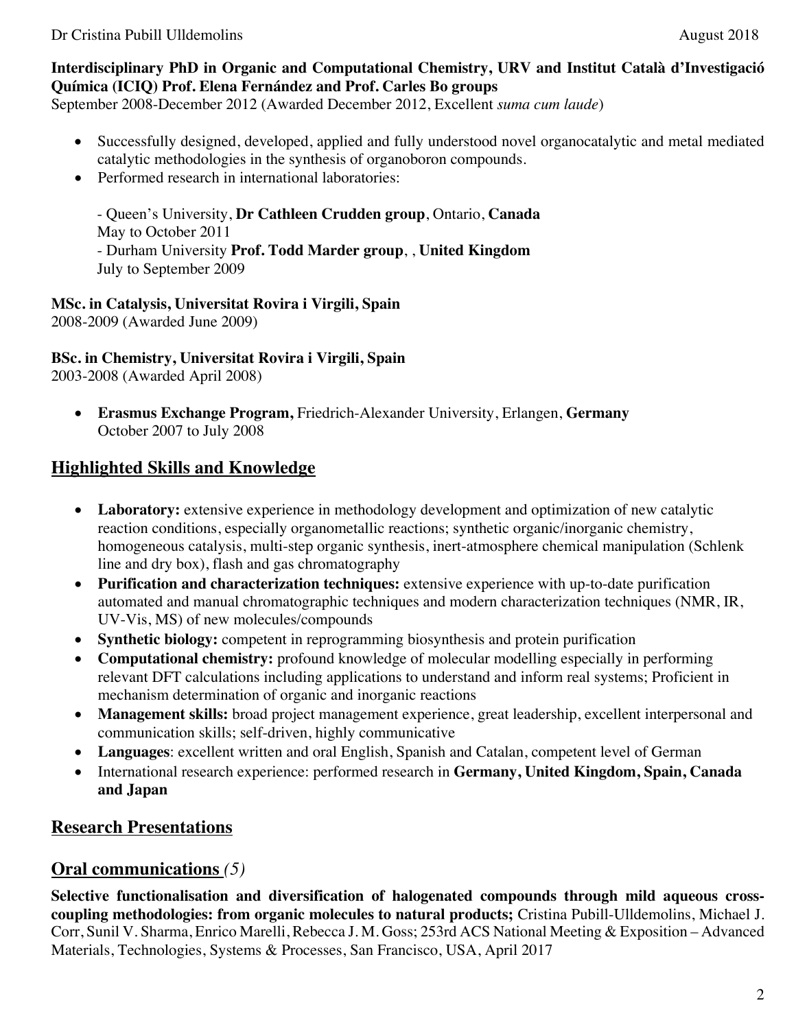**Interdisciplinary PhD in Organic and Computational Chemistry, URV and Institut Català d'Investigació Química (ICIQ) Prof. Elena Fernández and Prof. Carles Bo groups**
September 2008-December 2012 (Awarded December 2012, Excellent *suma cum laude*)

- Successfully designed, developed, applied and fully understood novel organocatalytic and metal mediated catalytic methodologies in the synthesis of organoboron compounds.
- Performed research in international laboratories:

  - Queen's University, **Dr Cathleen Crudden group**, Ontario, **Canada**
  May to October 2011
  - Durham University **Prof. Todd Marder group**, , **United Kingdom**
  July to September 2009

**MSc. in Catalysis, Universitat Rovira i Virgili, Spain**
2008-2009 (Awarded June 2009)

**BSc. in Chemistry, Universitat Rovira i Virgili, Spain**
2003-2008 (Awarded April 2008)

- **Erasmus Exchange Program,** Friedrich-Alexander University, Erlangen, **Germany**
  October 2007 to July 2008

## Highlighted Skills and Knowledge

- **Laboratory:** extensive experience in methodology development and optimization of new catalytic reaction conditions, especially organometallic reactions; synthetic organic/inorganic chemistry, homogeneous catalysis, multi-step organic synthesis, inert-atmosphere chemical manipulation (Schlenk line and dry box), flash and gas chromatography
- **Purification and characterization techniques:** extensive experience with up-to-date purification automated and manual chromatographic techniques and modern characterization techniques (NMR, IR, UV-Vis, MS) of new molecules/compounds
- **Synthetic biology:** competent in reprogramming biosynthesis and protein purification
- **Computational chemistry:** profound knowledge of molecular modelling especially in performing relevant DFT calculations including applications to understand and inform real systems; Proficient in mechanism determination of organic and inorganic reactions
- **Management skills:** broad project management experience, great leadership, excellent interpersonal and communication skills; self-driven, highly communicative
- **Languages**: excellent written and oral English, Spanish and Catalan, competent level of German
- International research experience: performed research in **Germany, United Kingdom, Spain, Canada and Japan**

## Research Presentations

## Oral communications *(5)*

**Selective functionalisation and diversification of halogenated compounds through mild aqueous cross-coupling methodologies: from organic molecules to natural products;** Cristina Pubill-Ulldemolins, Michael J. Corr, Sunil V. Sharma, Enrico Marelli, Rebecca J. M. Goss; 253rd ACS National Meeting & Exposition – Advanced Materials, Technologies, Systems & Processes, San Francisco, USA, April 2017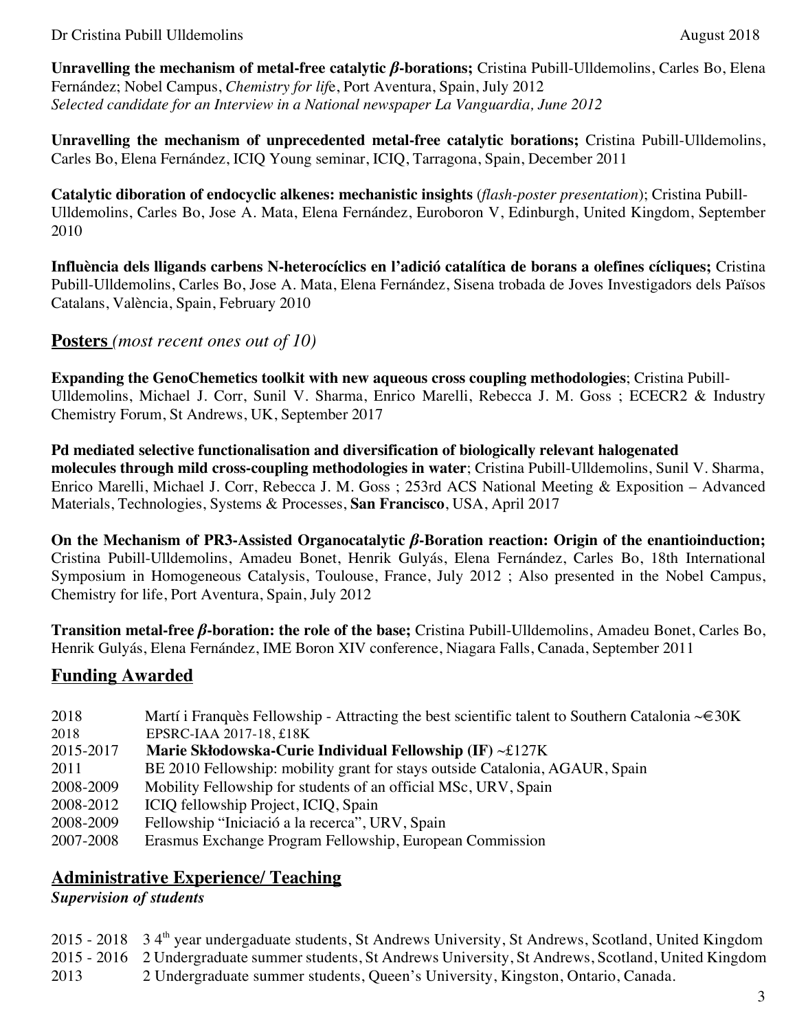**Unravelling the mechanism of metal-free catalytic *β*-borations;** Cristina Pubill-Ulldemolins, Carles Bo, Elena Fernández; Nobel Campus, *Chemistry for lif*e, Port Aventura, Spain, July 2012
*Selected candidate for an Interview in a National newspaper La Vanguardia, June 2012*

**Unravelling the mechanism of unprecedented metal-free catalytic borations;** Cristina Pubill-Ulldemolins, Carles Bo, Elena Fernández, ICIQ Young seminar, ICIQ, Tarragona, Spain, December 2011

**Catalytic diboration of endocyclic alkenes: mechanistic insights** (*flash-poster presentation*); Cristina Pubill-Ulldemolins, Carles Bo, Jose A. Mata, Elena Fernández, Euroboron V, Edinburgh, United Kingdom, September 2010

**Influència dels lligands carbens N-heterocíclics en l'adició catalítica de borans a olefines cícliques;** Cristina Pubill-Ulldemolins, Carles Bo, Jose A. Mata, Elena Fernández, Sisena trobada de Joves Investigadors dels Països Catalans, València, Spain, February 2010

## Posters *(most recent ones out of 10)*

**Expanding the GenoChemetics toolkit with new aqueous cross coupling methodologies**; Cristina Pubill-Ulldemolins, Michael J. Corr, Sunil V. Sharma, Enrico Marelli, Rebecca J. M. Goss ; ECECR2 & Industry Chemistry Forum, St Andrews, UK, September 2017

**Pd mediated selective functionalisation and diversification of biologically relevant halogenated molecules through mild cross-coupling methodologies in water**; Cristina Pubill-Ulldemolins, Sunil V. Sharma, Enrico Marelli, Michael J. Corr, Rebecca J. M. Goss ; 253rd ACS National Meeting & Exposition – Advanced Materials, Technologies, Systems & Processes, **San Francisco**, USA, April 2017

**On the Mechanism of PR3-Assisted Organocatalytic *β*-Boration reaction: Origin of the enantioinduction;** Cristina Pubill-Ulldemolins, Amadeu Bonet, Henrik Gulyás, Elena Fernández, Carles Bo, 18th International Symposium in Homogeneous Catalysis, Toulouse, France, July 2012 ; Also presented in the Nobel Campus, Chemistry for life, Port Aventura, Spain, July 2012

**Transition metal-free *β*-boration: the role of the base;** Cristina Pubill-Ulldemolins, Amadeu Bonet, Carles Bo, Henrik Gulyás, Elena Fernández, IME Boron XIV conference, Niagara Falls, Canada, September 2011

## Funding Awarded

| | |
|---|---|
| 2018 | Martí i Franquès Fellowship - Attracting the best scientific talent to Southern Catalonia ~€30K |
| 2018 | EPSRC-IAA 2017-18, £18K |
| 2015-2017 | **Marie Skłodowska-Curie Individual Fellowship (IF)** ~£127K |
| 2011 | BE 2010 Fellowship: mobility grant for stays outside Catalonia, AGAUR, Spain |
| 2008-2009 | Mobility Fellowship for students of an official MSc, URV, Spain |
| 2008-2012 | ICIQ fellowship Project, ICIQ, Spain |
| 2008-2009 | Fellowship "Iniciació a la recerca", URV, Spain |
| 2007-2008 | Erasmus Exchange Program Fellowship, European Commission |

## Administrative Experience/ Teaching

***Supervision of students***

| | |
|---|---|
| 2015 - 2018 | 3 4th year undergaduate students, St Andrews University, St Andrews, Scotland, United Kingdom |
| 2015 - 2016 | 2 Undergraduate summer students, St Andrews University, St Andrews, Scotland, United Kingdom |
| 2013 | 2 Undergraduate summer students, Queen's University, Kingston, Ontario, Canada. |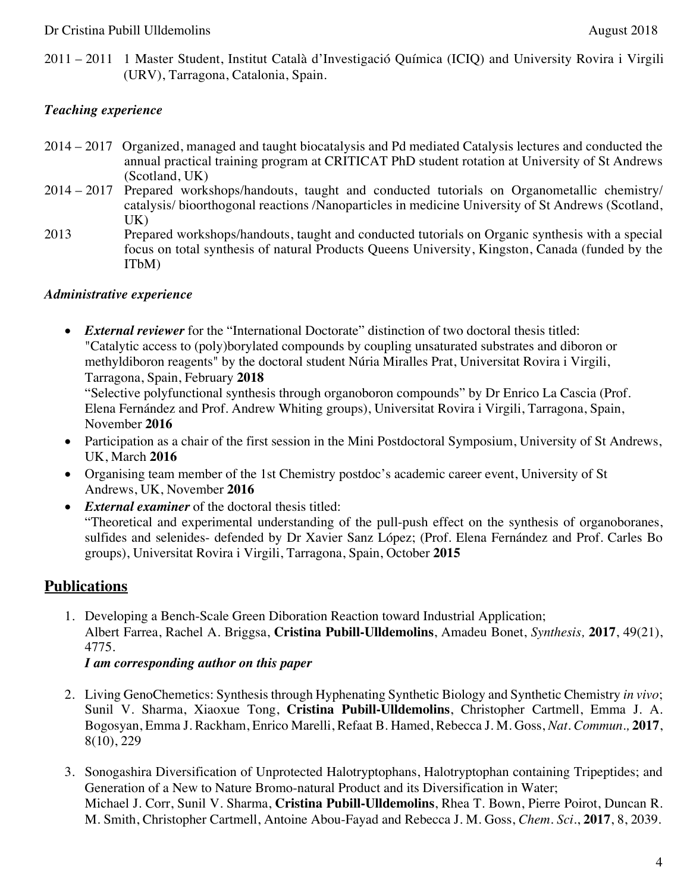2011 – 2011 1 Master Student, Institut Català d'Investigació Química (ICIQ) and University Rovira i Virgili (URV), Tarragona, Catalonia, Spain.

### *Teaching experience*

2014 – 2017 Organized, managed and taught biocatalysis and Pd mediated Catalysis lectures and conducted the annual practical training program at CRITICAT PhD student rotation at University of St Andrews (Scotland, UK)

2014 – 2017 Prepared workshops/handouts, taught and conducted tutorials on Organometallic chemistry/ catalysis/ bioorthogonal reactions /Nanoparticles in medicine University of St Andrews (Scotland, UK)

2013 Prepared workshops/handouts, taught and conducted tutorials on Organic synthesis with a special focus on total synthesis of natural Products Queens University, Kingston, Canada (funded by the ITbM)

### *Administrative experience*

- ***External reviewer*** for the "International Doctorate" distinction of two doctoral thesis titled:
  "Catalytic access to (poly)borylated compounds by coupling unsaturated substrates and diboron or methyldiboron reagents" by the doctoral student Núria Miralles Prat, Universitat Rovira i Virgili, Tarragona, Spain, February **2018**
  "Selective polyfunctional synthesis through organoboron compounds" by Dr Enrico La Cascia (Prof. Elena Fernández and Prof. Andrew Whiting groups), Universitat Rovira i Virgili, Tarragona, Spain, November **2016**
- Participation as a chair of the first session in the Mini Postdoctoral Symposium, University of St Andrews, UK, March **2016**
- Organising team member of the 1st Chemistry postdoc's academic career event, University of St Andrews, UK, November **2016**
- ***External examiner*** of the doctoral thesis titled:
  "Theoretical and experimental understanding of the pull-push effect on the synthesis of organoboranes, sulfides and selenides- defended by Dr Xavier Sanz López; (Prof. Elena Fernández and Prof. Carles Bo groups), Universitat Rovira i Virgili, Tarragona, Spain, October **2015**

## Publications

1. Developing a Bench-Scale Green Diboration Reaction toward Industrial Application;
   Albert Farrea, Rachel A. Briggsa, **Cristina Pubill-Ulldemolins**, Amadeu Bonet, *Synthesis,* **2017**, 49(21), 4775.
   ***I am corresponding author on this paper***

2. Living GenoChemetics: Synthesis through Hyphenating Synthetic Biology and Synthetic Chemistry *in vivo*; Sunil V. Sharma, Xiaoxue Tong, **Cristina Pubill-Ulldemolins**, Christopher Cartmell, Emma J. A. Bogosyan, Emma J. Rackham, Enrico Marelli, Refaat B. Hamed, Rebecca J. M. Goss, *Nat. Commun.,* **2017**, 8(10), 229

3. Sonogashira Diversification of Unprotected Halotryptophans, Halotryptophan containing Tripeptides; and Generation of a New to Nature Bromo-natural Product and its Diversification in Water;
   Michael J. Corr, Sunil V. Sharma, **Cristina Pubill-Ulldemolins**, Rhea T. Bown, Pierre Poirot, Duncan R. M. Smith, Christopher Cartmell, Antoine Abou-Fayad and Rebecca J. M. Goss, *Chem. Sci*., **2017**, 8, 2039.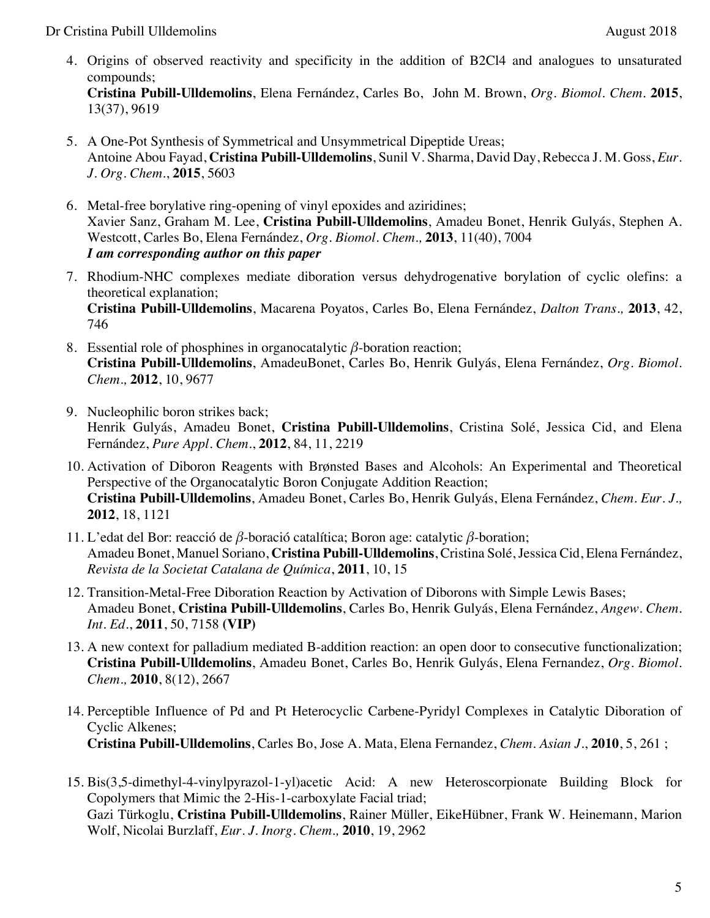4. Origins of observed reactivity and specificity in the addition of B2Cl4 and analogues to unsaturated compounds;
   **Cristina Pubill-Ulldemolins**, Elena Fernández, Carles Bo, John M. Brown, *Org. Biomol. Chem.* **2015**, 13(37), 9619

5. A One-Pot Synthesis of Symmetrical and Unsymmetrical Dipeptide Ureas;
   Antoine Abou Fayad, **Cristina Pubill-Ulldemolins**, Sunil V. Sharma, David Day, Rebecca J. M. Goss, *Eur. J. Org. Chem.*, **2015**, 5603

6. Metal-free borylative ring-opening of vinyl epoxides and aziridines;
   Xavier Sanz, Graham M. Lee, **Cristina Pubill-Ulldemolins**, Amadeu Bonet, Henrik Gulyás, Stephen A. Westcott, Carles Bo, Elena Fernández, *Org. Biomol. Chem.,* **2013**, 11(40), 7004
   ***I am corresponding author on this paper***

7. Rhodium-NHC complexes mediate diboration versus dehydrogenative borylation of cyclic olefins: a theoretical explanation;
   **Cristina Pubill-Ulldemolins**, Macarena Poyatos, Carles Bo, Elena Fernández, *Dalton Trans.,* **2013**, 42, 746

8. Essential role of phosphines in organocatalytic $\beta$-boration reaction;
   **Cristina Pubill-Ulldemolins**, AmadeuBonet, Carles Bo, Henrik Gulyás, Elena Fernández, *Org. Biomol. Chem.,* **2012**, 10, 9677

9. Nucleophilic boron strikes back;
   Henrik Gulyás, Amadeu Bonet, **Cristina Pubill-Ulldemolins**, Cristina Solé, Jessica Cid, and Elena Fernández, *Pure Appl. Chem.*, **2012**, 84, 11, 2219

10. Activation of Diboron Reagents with Brønsted Bases and Alcohols: An Experimental and Theoretical Perspective of the Organocatalytic Boron Conjugate Addition Reaction;
    **Cristina Pubill-Ulldemolins**, Amadeu Bonet, Carles Bo, Henrik Gulyás, Elena Fernández, *Chem. Eur. J.,* **2012**, 18, 1121

11. L'edat del Bor: reacció de $\beta$-boració catalítica; Boron age: catalytic $\beta$-boration;
    Amadeu Bonet, Manuel Soriano, **Cristina Pubill-Ulldemolins**, Cristina Solé, Jessica Cid, Elena Fernández, *Revista de la Societat Catalana de Química*, **2011**, 10, 15

12. Transition-Metal-Free Diboration Reaction by Activation of Diborons with Simple Lewis Bases;
    Amadeu Bonet, **Cristina Pubill-Ulldemolins**, Carles Bo, Henrik Gulyás, Elena Fernández, *Angew. Chem. Int. Ed*., **2011**, 50, 7158 **(VIP)**

13. A new context for palladium mediated B-addition reaction: an open door to consecutive functionalization;
    **Cristina Pubill-Ulldemolins**, Amadeu Bonet, Carles Bo, Henrik Gulyás, Elena Fernandez, *Org. Biomol. Chem.,* **2010**, 8(12), 2667

14. Perceptible Influence of Pd and Pt Heterocyclic Carbene-Pyridyl Complexes in Catalytic Diboration of Cyclic Alkenes;
    **Cristina Pubill-Ulldemolins**, Carles Bo, Jose A. Mata, Elena Fernandez, *Chem. Asian J.*, **2010**, 5, 261 ;

15. Bis(3,5-dimethyl-4-vinylpyrazol-1-yl)acetic Acid: A new Heteroscorpionate Building Block for Copolymers that Mimic the 2-His-1-carboxylate Facial triad;
    Gazi Türkoglu, **Cristina Pubill-Ulldemolins**, Rainer Müller, EikeHübner, Frank W. Heinemann, Marion Wolf, Nicolai Burzlaff, *Eur. J. Inorg. Chem.,* **2010**, 19, 2962